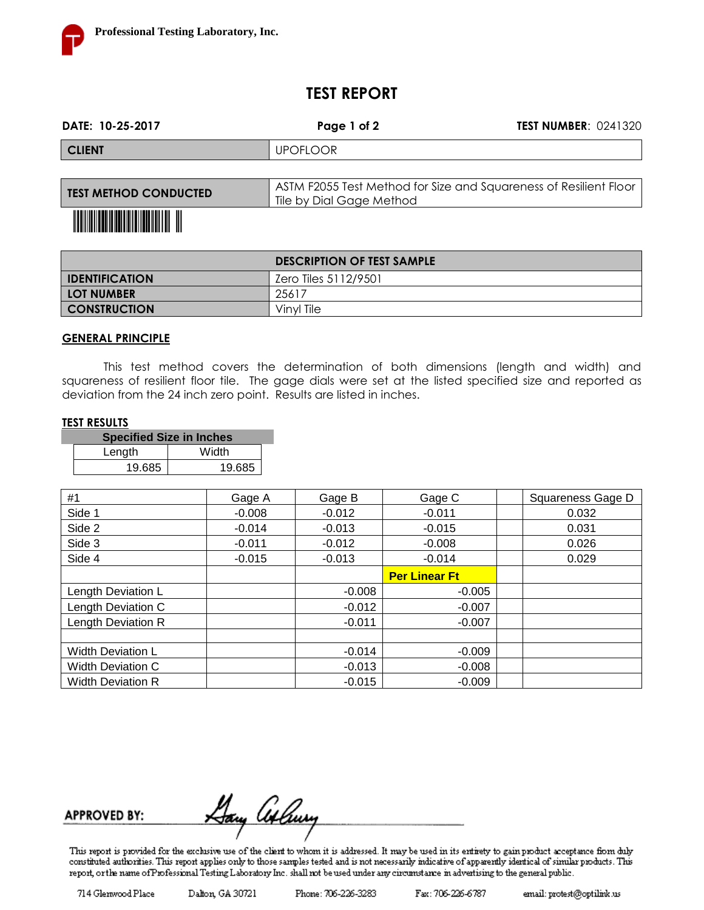Professional Testing Laboratory, Inc.

# TEST REPORT

**DATE: 10-25-2017** | **TEST NUMBER**: 0241320

| **CLIENT** | UPOFLOOR |
|---|---|

| **TEST METHOD CONDUCTED** | ASTM F2055 Test Method for Size and Squareness of Resilient Floor Tile by Dial Gage Method |
|---|---|

| **DESCRIPTION OF TEST SAMPLE** | |
|---|---|
| **IDENTIFICATION** | Zero Tiles 5112/9501 |
| **LOT NUMBER** | 25617 |
| **CONSTRUCTION** | Vinyl Tile |

## GENERAL PRINCIPLE

This test method covers the determination of both dimensions (length and width) and squareness of resilient floor tile. The gage dials were set at the listed specified size and reported as deviation from the 24 inch zero point. Results are listed in inches.

## TEST RESULTS

| **Specified Size in Inches** | |
|---|---|
| Length | Width |
| 19.685 | 19.685 |

| #1 | Gage A | Gage B | Gage C | | Squareness Gage D |
|---|---|---|---|---|---|
| Side 1 | -0.008 | -0.012 | -0.011 | | 0.032 |
| Side 2 | -0.014 | -0.013 | -0.015 | | 0.031 |
| Side 3 | -0.011 | -0.012 | -0.008 | | 0.026 |
| Side 4 | -0.015 | -0.013 | -0.014 | | 0.029 |
| | | | **Per Linear Ft** | | |
| Length Deviation L | | -0.008 | -0.005 | | |
| Length Deviation C | | -0.012 | -0.007 | | |
| Length Deviation R | | -0.011 | -0.007 | | |
| | | | | | |
| Width Deviation L | | -0.014 | -0.009 | | |
| Width Deviation C | | -0.013 | -0.008 | | |
| Width Deviation R | | -0.015 | -0.009 | | |

**APPROVED BY:** Gary Asbury

This report is provided for the exclusive use of the client to whom it is addressed. It may be used in its entirety to gain product acceptance from duly constituted authorities. This report applies only to those samples tested and is not necessarily indicative of apparently identical of similar products. This report, or the name of Professional Testing Laboratory Inc. shall not be used under any circumstance in advertising to the general public.

714 Glenwood Place | Dalton, GA 30721 | Phone: 706-226-3283 | Fax: 706-226-6787 | email: protest@optilink.us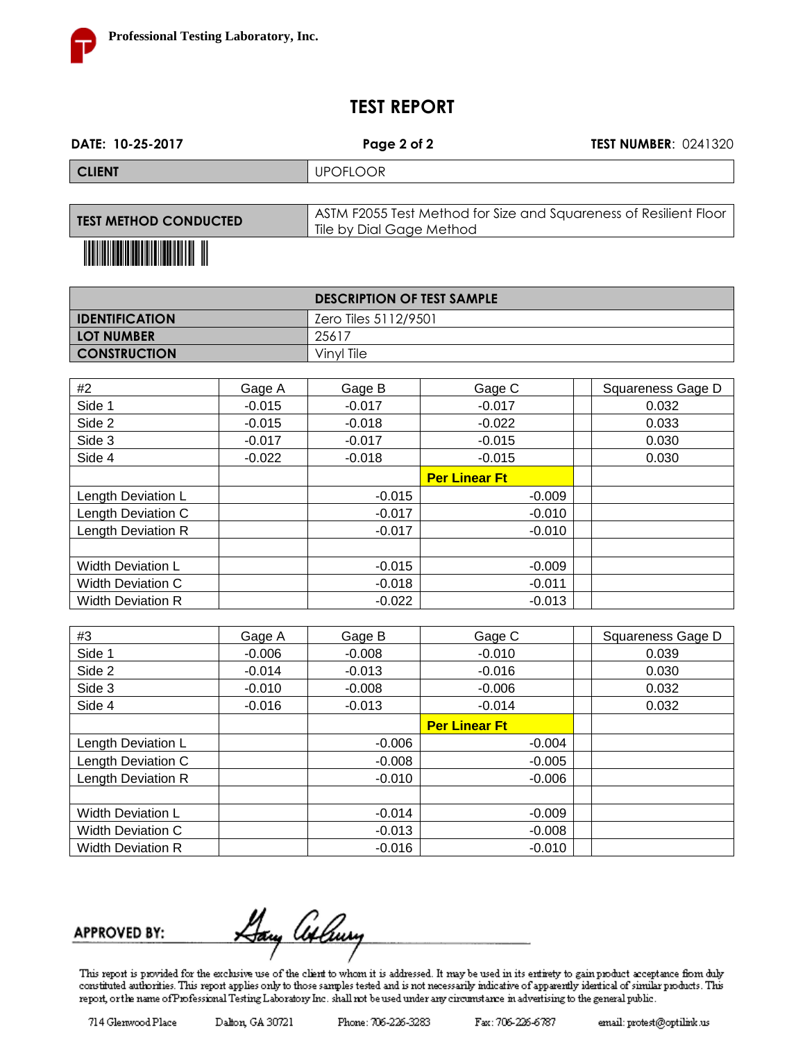Professional Testing Laboratory, Inc.

# TEST REPORT

**DATE: 10-25-2017** | **TEST NUMBER**: 0241320

| | |
|---|---|
| **CLIENT** | UPOFLOOR |

| | |
|---|---|
| **TEST METHOD CONDUCTED** | ASTM F2055 Test Method for Size and Squareness of Resilient Floor Tile by Dial Gage Method |

| **DESCRIPTION OF TEST SAMPLE** | |
|---|---|
| **IDENTIFICATION** | Zero Tiles 5112/9501 |
| **LOT NUMBER** | 25617 |
| **CONSTRUCTION** | Vinyl Tile |

| #2 | Gage A | Gage B | Gage C | | Squareness Gage D |
|---|---|---|---|---|---|
| Side 1 | -0.015 | -0.017 | -0.017 | | 0.032 |
| Side 2 | -0.015 | -0.018 | -0.022 | | 0.033 |
| Side 3 | -0.017 | -0.017 | -0.015 | | 0.030 |
| Side 4 | -0.022 | -0.018 | -0.015 | | 0.030 |
| | | | **Per Linear Ft** | | |
| Length Deviation L | | -0.015 | -0.009 | | |
| Length Deviation C | | -0.017 | -0.010 | | |
| Length Deviation R | | -0.017 | -0.010 | | |
| | | | | | |
| Width Deviation L | | -0.015 | -0.009 | | |
| Width Deviation C | | -0.018 | -0.011 | | |
| Width Deviation R | | -0.022 | -0.013 | | |

| #3 | Gage A | Gage B | Gage C | | Squareness Gage D |
|---|---|---|---|---|---|
| Side 1 | -0.006 | -0.008 | -0.010 | | 0.039 |
| Side 2 | -0.014 | -0.013 | -0.016 | | 0.030 |
| Side 3 | -0.010 | -0.008 | -0.006 | | 0.032 |
| Side 4 | -0.016 | -0.013 | -0.014 | | 0.032 |
| | | | **Per Linear Ft** | | |
| Length Deviation L | | -0.006 | -0.004 | | |
| Length Deviation C | | -0.008 | -0.005 | | |
| Length Deviation R | | -0.010 | -0.006 | | |
| | | | | | |
| Width Deviation L | | -0.014 | -0.009 | | |
| Width Deviation C | | -0.013 | -0.008 | | |
| Width Deviation R | | -0.016 | -0.010 | | |

**APPROVED BY:** Gary Asbury

This report is provided for the exclusive use of the client to whom it is addressed. It may be used in its entirety to gain product acceptance from duly constituted authorities. This report applies only to those samples tested and is not necessarily indicative of apparently identical of similar products. This report, or the name of Professional Testing Laboratory Inc. shall not be used under any circumstance in advertising to the general public.

714 Glenwood Place | Dalton, GA 30721 | Phone: 706-226-3283 | Fax: 706-226-6787 | email: protest@optilink.us